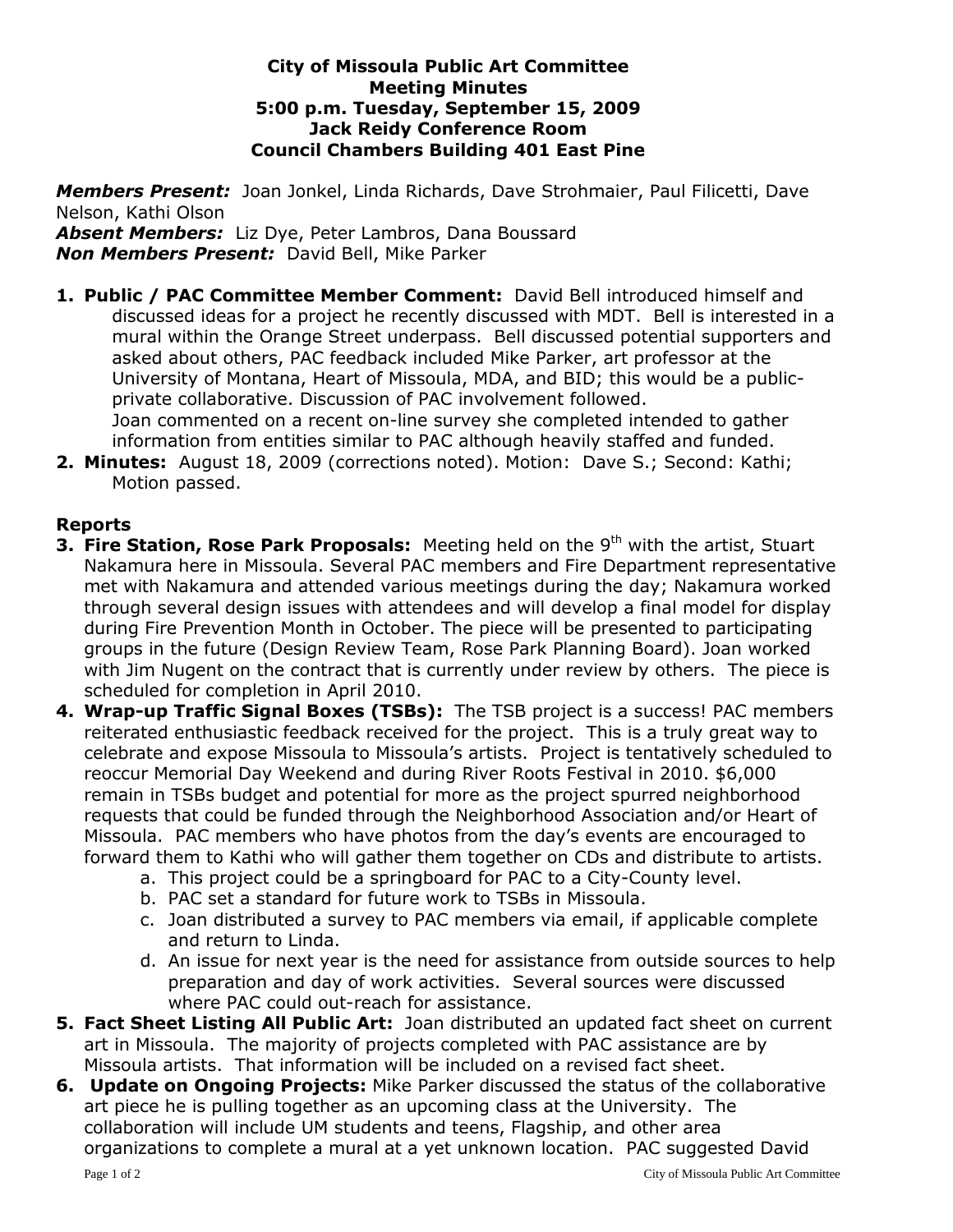**City of Missoula Public Art Committee**
**Meeting Minutes**
**5:00 p.m. Tuesday, September 15, 2009**
**Jack Reidy Conference Room**
**Council Chambers Building 401 East Pine**

***Members Present:*** Joan Jonkel, Linda Richards, Dave Strohmaier, Paul Filicetti, Dave Nelson, Kathi Olson
***Absent Members:*** Liz Dye, Peter Lambros, Dana Boussard
***Non Members Present:*** David Bell, Mike Parker

1. **Public / PAC Committee Member Comment:** David Bell introduced himself and discussed ideas for a project he recently discussed with MDT. Bell is interested in a mural within the Orange Street underpass. Bell discussed potential supporters and asked about others, PAC feedback included Mike Parker, art professor at the University of Montana, Heart of Missoula, MDA, and BID; this would be a public-private collaborative. Discussion of PAC involvement followed.
   Joan commented on a recent on-line survey she completed intended to gather information from entities similar to PAC although heavily staffed and funded.
2. **Minutes:** August 18, 2009 (corrections noted). Motion: Dave S.; Second: Kathi; Motion passed.

## Reports

3. **Fire Station, Rose Park Proposals:** Meeting held on the 9th with the artist, Stuart Nakamura here in Missoula. Several PAC members and Fire Department representative met with Nakamura and attended various meetings during the day; Nakamura worked through several design issues with attendees and will develop a final model for display during Fire Prevention Month in October. The piece will be presented to participating groups in the future (Design Review Team, Rose Park Planning Board). Joan worked with Jim Nugent on the contract that is currently under review by others. The piece is scheduled for completion in April 2010.
4. **Wrap-up Traffic Signal Boxes (TSBs):** The TSB project is a success! PAC members reiterated enthusiastic feedback received for the project. This is a truly great way to celebrate and expose Missoula to Missoula's artists. Project is tentatively scheduled to reoccur Memorial Day Weekend and during River Roots Festival in 2010. $6,000 remain in TSBs budget and potential for more as the project spurred neighborhood requests that could be funded through the Neighborhood Association and/or Heart of Missoula. PAC members who have photos from the day's events are encouraged to forward them to Kathi who will gather them together on CDs and distribute to artists.
   a. This project could be a springboard for PAC to a City-County level.
   b. PAC set a standard for future work to TSBs in Missoula.
   c. Joan distributed a survey to PAC members via email, if applicable complete and return to Linda.
   d. An issue for next year is the need for assistance from outside sources to help preparation and day of work activities. Several sources were discussed where PAC could out-reach for assistance.
5. **Fact Sheet Listing All Public Art:** Joan distributed an updated fact sheet on current art in Missoula. The majority of projects completed with PAC assistance are by Missoula artists. That information will be included on a revised fact sheet.
6. **Update on Ongoing Projects:** Mike Parker discussed the status of the collaborative art piece he is pulling together as an upcoming class at the University. The collaboration will include UM students and teens, Flagship, and other area organizations to complete a mural at a yet unknown location. PAC suggested David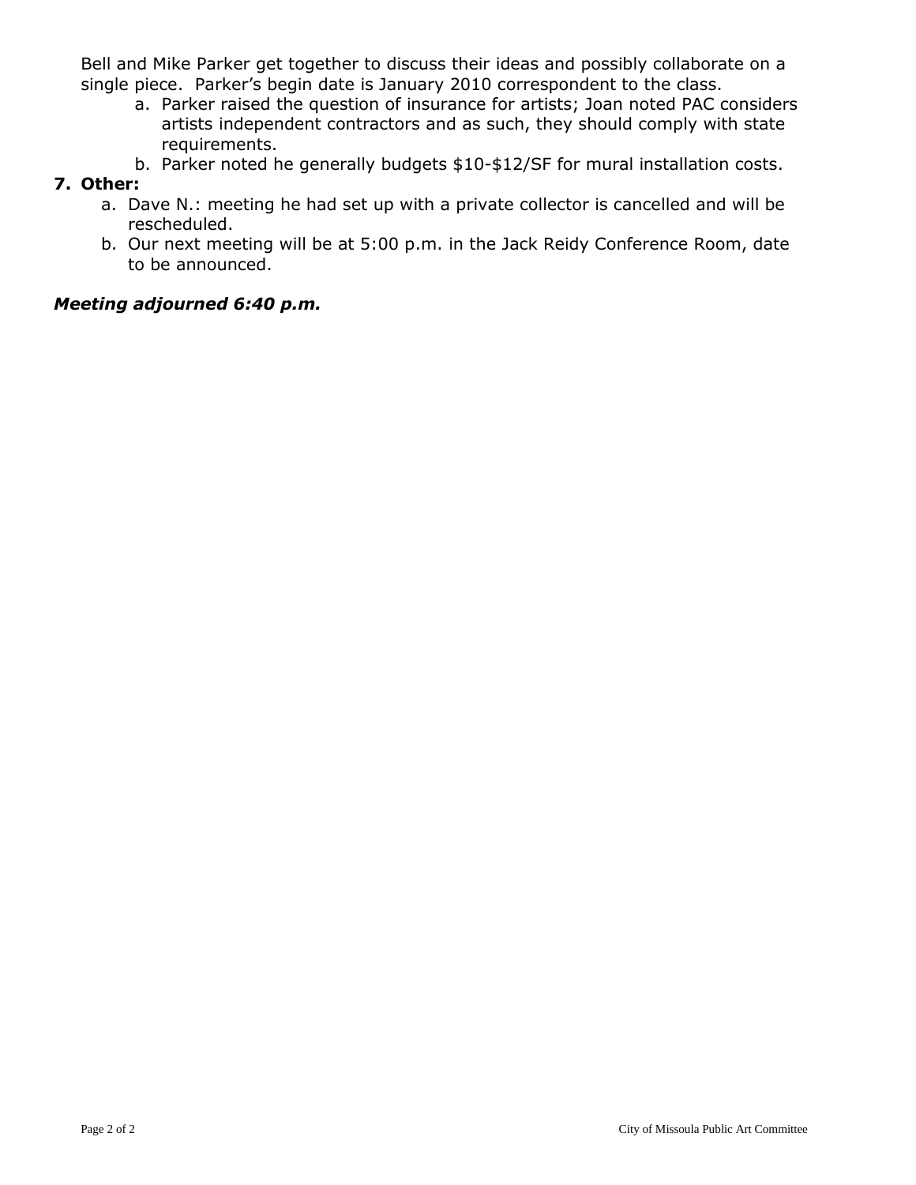Bell and Mike Parker get together to discuss their ideas and possibly collaborate on a single piece. Parker's begin date is January 2010 correspondent to the class.

   a. Parker raised the question of insurance for artists; Joan noted PAC considers artists independent contractors and as such, they should comply with state requirements.
   b. Parker noted he generally budgets $10-$12/SF for mural installation costs.

**7. Other:**

   a. Dave N.: meeting he had set up with a private collector is cancelled and will be rescheduled.
   b. Our next meeting will be at 5:00 p.m. in the Jack Reidy Conference Room, date to be announced.

***Meeting adjourned 6:40 p.m.***